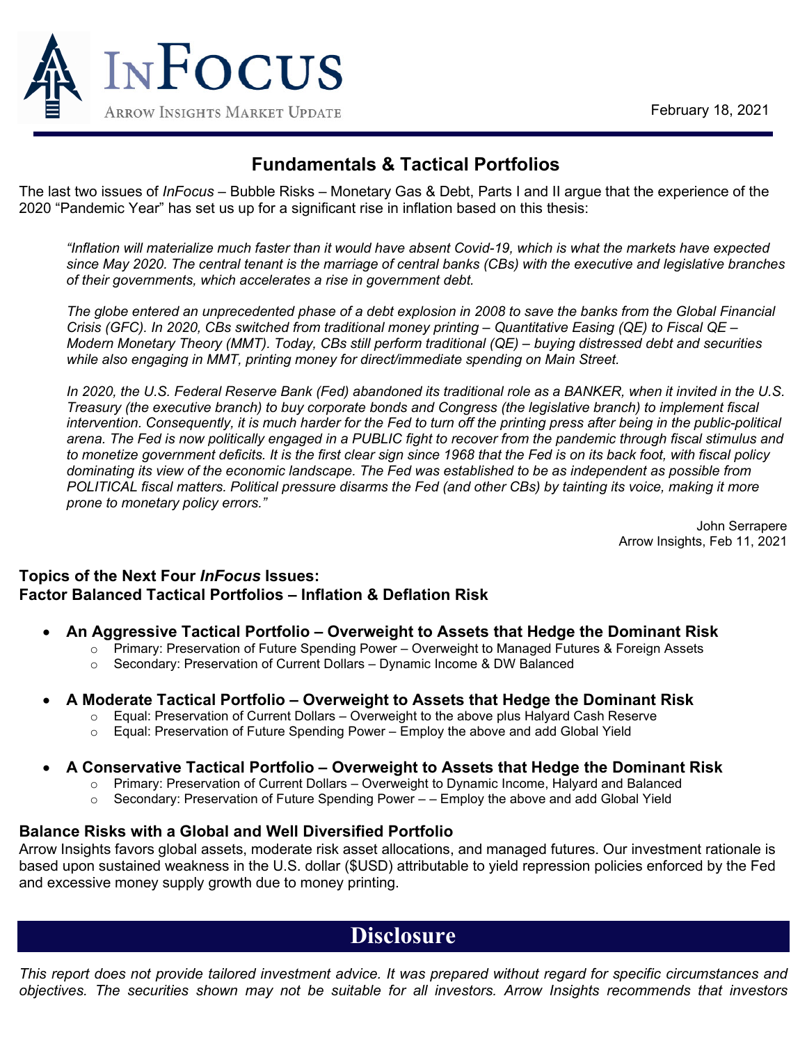# InFocus

Arrow Insights Market Update

February 18, 2021

## Fundamentals & Tactical Portfolios

The last two issues of *InFocus* – Bubble Risks – Monetary Gas & Debt, Parts I and II argue that the experience of the 2020 "Pandemic Year" has set us up for a significant rise in inflation based on this thesis:

> *"Inflation will materialize much faster than it would have absent Covid-19, which is what the markets have expected since May 2020. The central tenant is the marriage of central banks (CBs) with the executive and legislative branches of their governments, which accelerates a rise in government debt.*
>
> *The globe entered an unprecedented phase of a debt explosion in 2008 to save the banks from the Global Financial Crisis (GFC). In 2020, CBs switched from traditional money printing – Quantitative Easing (QE) to Fiscal QE – Modern Monetary Theory (MMT). Today, CBs still perform traditional (QE) – buying distressed debt and securities while also engaging in MMT, printing money for direct/immediate spending on Main Street.*
>
> *In 2020, the U.S. Federal Reserve Bank (Fed) abandoned its traditional role as a BANKER, when it invited in the U.S. Treasury (the executive branch) to buy corporate bonds and Congress (the legislative branch) to implement fiscal intervention. Consequently, it is much harder for the Fed to turn off the printing press after being in the public-political arena. The Fed is now politically engaged in a PUBLIC fight to recover from the pandemic through fiscal stimulus and to monetize government deficits. It is the first clear sign since 1968 that the Fed is on its back foot, with fiscal policy dominating its view of the economic landscape. The Fed was established to be as independent as possible from POLITICAL fiscal matters. Political pressure disarms the Fed (and other CBs) by tainting its voice, making it more prone to monetary policy errors."*

John Serrapere
Arrow Insights, Feb 11, 2021

### Topics of the Next Four *InFocus* Issues:
### Factor Balanced Tactical Portfolios – Inflation & Deflation Risk

- **An Aggressive Tactical Portfolio – Overweight to Assets that Hedge the Dominant Risk**
  - Primary: Preservation of Future Spending Power – Overweight to Managed Futures & Foreign Assets
  - Secondary: Preservation of Current Dollars – Dynamic Income & DW Balanced
- **A Moderate Tactical Portfolio – Overweight to Assets that Hedge the Dominant Risk**
  - Equal: Preservation of Current Dollars – Overweight to the above plus Halyard Cash Reserve
  - Equal: Preservation of Future Spending Power – Employ the above and add Global Yield
- **A Conservative Tactical Portfolio – Overweight to Assets that Hedge the Dominant Risk**
  - Primary: Preservation of Current Dollars – Overweight to Dynamic Income, Halyard and Balanced
  - Secondary: Preservation of Future Spending Power – – Employ the above and add Global Yield

### Balance Risks with a Global and Well Diversified Portfolio

Arrow Insights favors global assets, moderate risk asset allocations, and managed futures. Our investment rationale is based upon sustained weakness in the U.S. dollar ($USD) attributable to yield repression policies enforced by the Fed and excessive money supply growth due to money printing.

## Disclosure

*This report does not provide tailored investment advice. It was prepared without regard for specific circumstances and objectives. The securities shown may not be suitable for all investors. Arrow Insights recommends that investors*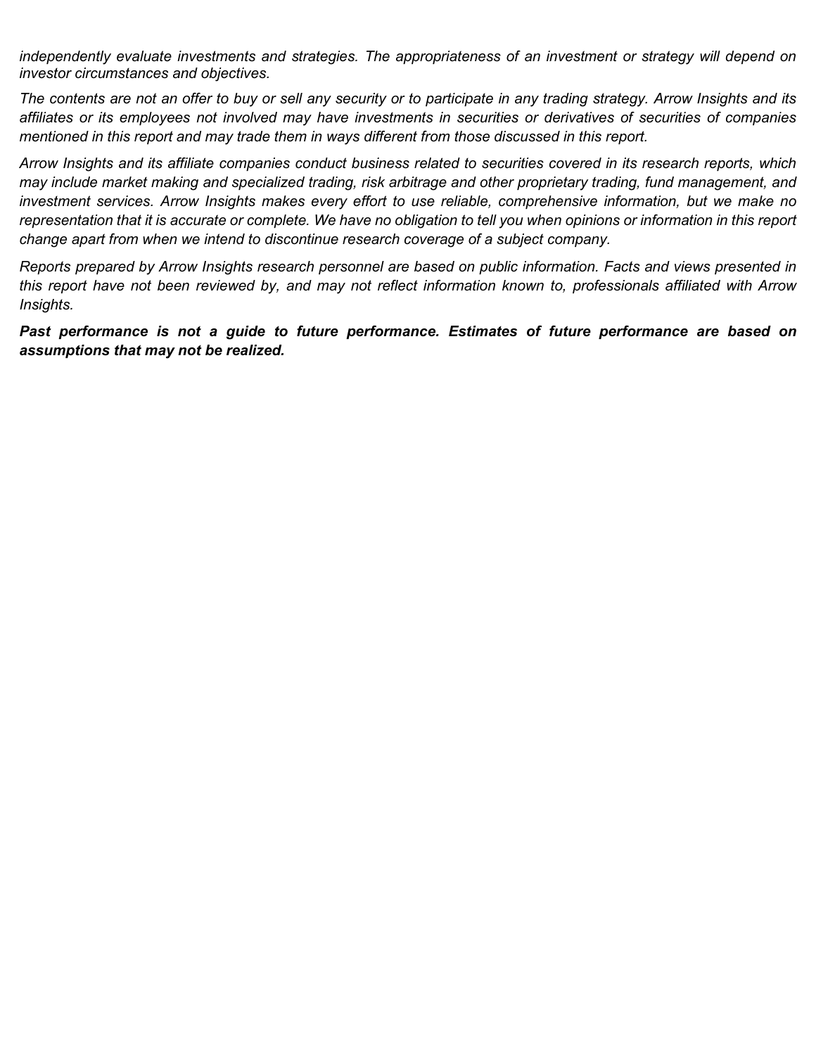*independently evaluate investments and strategies. The appropriateness of an investment or strategy will depend on investor circumstances and objectives.*

*The contents are not an offer to buy or sell any security or to participate in any trading strategy. Arrow Insights and its affiliates or its employees not involved may have investments in securities or derivatives of securities of companies mentioned in this report and may trade them in ways different from those discussed in this report.*

*Arrow Insights and its affiliate companies conduct business related to securities covered in its research reports, which may include market making and specialized trading, risk arbitrage and other proprietary trading, fund management, and investment services. Arrow Insights makes every effort to use reliable, comprehensive information, but we make no representation that it is accurate or complete. We have no obligation to tell you when opinions or information in this report change apart from when we intend to discontinue research coverage of a subject company.*

*Reports prepared by Arrow Insights research personnel are based on public information. Facts and views presented in this report have not been reviewed by, and may not reflect information known to, professionals affiliated with Arrow Insights.*

***Past performance is not a guide to future performance. Estimates of future performance are based on assumptions that may not be realized.***